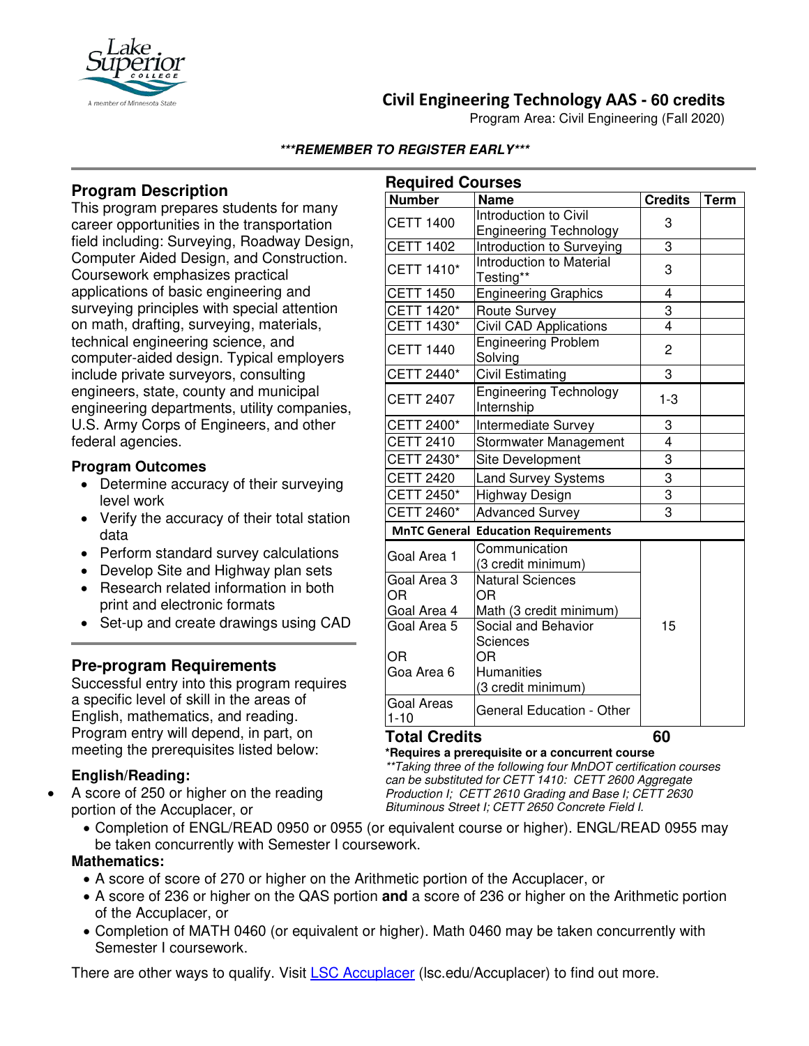# Civil Engineering Technology AAS - 60 credits

Program Area: Civil Engineering (Fall 2020)

***REMEMBER TO REGISTER EARLY***

## Program Description

This program prepares students for many career opportunities in the transportation field including: Surveying, Roadway Design, Computer Aided Design, and Construction. Coursework emphasizes practical applications of basic engineering and surveying principles with special attention on math, drafting, surveying, materials, technical engineering science, and computer-aided design. Typical employers include private surveyors, consulting engineers, state, county and municipal engineering departments, utility companies, U.S. Army Corps of Engineers, and other federal agencies.

### Program Outcomes

- Determine accuracy of their surveying level work
- Verify the accuracy of their total station data
- Perform standard survey calculations
- Develop Site and Highway plan sets
- Research related information in both print and electronic formats
- Set-up and create drawings using CAD

## Required Courses

| Number | Name | Credits | Term |
|---|---|---|---|
| CETT 1400 | Introduction to Civil Engineering Technology | 3 | |
| CETT 1402 | Introduction to Surveying | 3 | |
| CETT 1410* | Introduction to Material Testing** | 3 | |
| CETT 1450 | Engineering Graphics | 4 | |
| CETT 1420* | Route Survey | 3 | |
| CETT 1430* | Civil CAD Applications | 4 | |
| CETT 1440 | Engineering Problem Solving | 2 | |
| CETT 2440* | Civil Estimating | 3 | |
| CETT 2407 | Engineering Technology Internship | 1-3 | |
| CETT 2400* | Intermediate Survey | 3 | |
| CETT 2410 | Stormwater Management | 4 | |
| CETT 2430* | Site Development | 3 | |
| CETT 2420 | Land Survey Systems | 3 | |
| CETT 2450* | Highway Design | 3 | |
| CETT 2460* | Advanced Survey | 3 | |
| **MnTC General** | **Education Requirements** | | |
| Goal Area 1 | Communication (3 credit minimum) | 15 | |
| Goal Area 3 OR Goal Area 4 | Natural Sciences OR Math (3 credit minimum) | | |
| Goal Area 5 OR Goa Area 6 | Social and Behavior Sciences OR Humanities (3 credit minimum) | | |
| Goal Areas 1-10 | General Education - Other | | |
| **Total Credits** | | **60** | |

**\*Requires a prerequisite or a concurrent course**

*\*\*Taking three of the following four MnDOT certification courses can be substituted for CETT 1410: CETT 2600 Aggregate Production I; CETT 2610 Grading and Base I; CETT 2630 Bituminous Street I; CETT 2650 Concrete Field I.*

## Pre-program Requirements

Successful entry into this program requires a specific level of skill in the areas of English, mathematics, and reading. Program entry will depend, in part, on meeting the prerequisites listed below:

### English/Reading:

- A score of 250 or higher on the reading portion of the Accuplacer, or
- Completion of ENGL/READ 0950 or 0955 (or equivalent course or higher). ENGL/READ 0955 may be taken concurrently with Semester I coursework.

### Mathematics:

- A score of score of 270 or higher on the Arithmetic portion of the Accuplacer, or
- A score of 236 or higher on the QAS portion **and** a score of 236 or higher on the Arithmetic portion of the Accuplacer, or
- Completion of MATH 0460 (or equivalent or higher). Math 0460 may be taken concurrently with Semester I coursework.

There are other ways to qualify. Visit [LSC Accuplacer](lsc.edu/Accuplacer) (lsc.edu/Accuplacer) to find out more.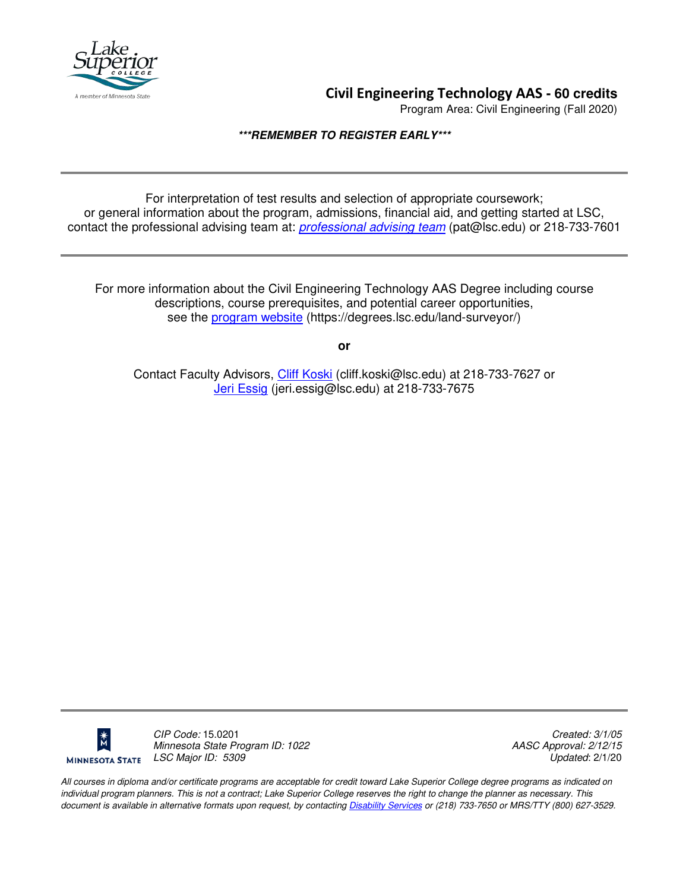## Civil Engineering Technology AAS - 60 credits

Program Area: Civil Engineering (Fall 2020)

***REMEMBER TO REGISTER EARLY***

---

For interpretation of test results and selection of appropriate coursework; or general information about the program, admissions, financial aid, and getting started at LSC, contact the professional advising team at: *professional advising team* (pat@lsc.edu) or 218-733-7601

---

For more information about the Civil Engineering Technology AAS Degree including course descriptions, course prerequisites, and potential career opportunities, see the program website (https://degrees.lsc.edu/land-surveyor/)

**or**

Contact Faculty Advisors, Cliff Koski (cliff.koski@lsc.edu) at 218-733-7627 or Jeri Essig (jeri.essig@lsc.edu) at 218-733-7675

---

*CIP Code:* 15.0201
*Minnesota State Program ID: 1022*
*LSC Major ID: 5309*

*Created: 3/1/05*
*AASC Approval: 2/12/15*
*Updated*: 2/1/20

*All courses in diploma and/or certificate programs are acceptable for credit toward Lake Superior College degree programs as indicated on individual program planners. This is not a contract; Lake Superior College reserves the right to change the planner as necessary. This document is available in alternative formats upon request, by contacting Disability Services or (218) 733-7650 or MRS/TTY (800) 627-3529.*